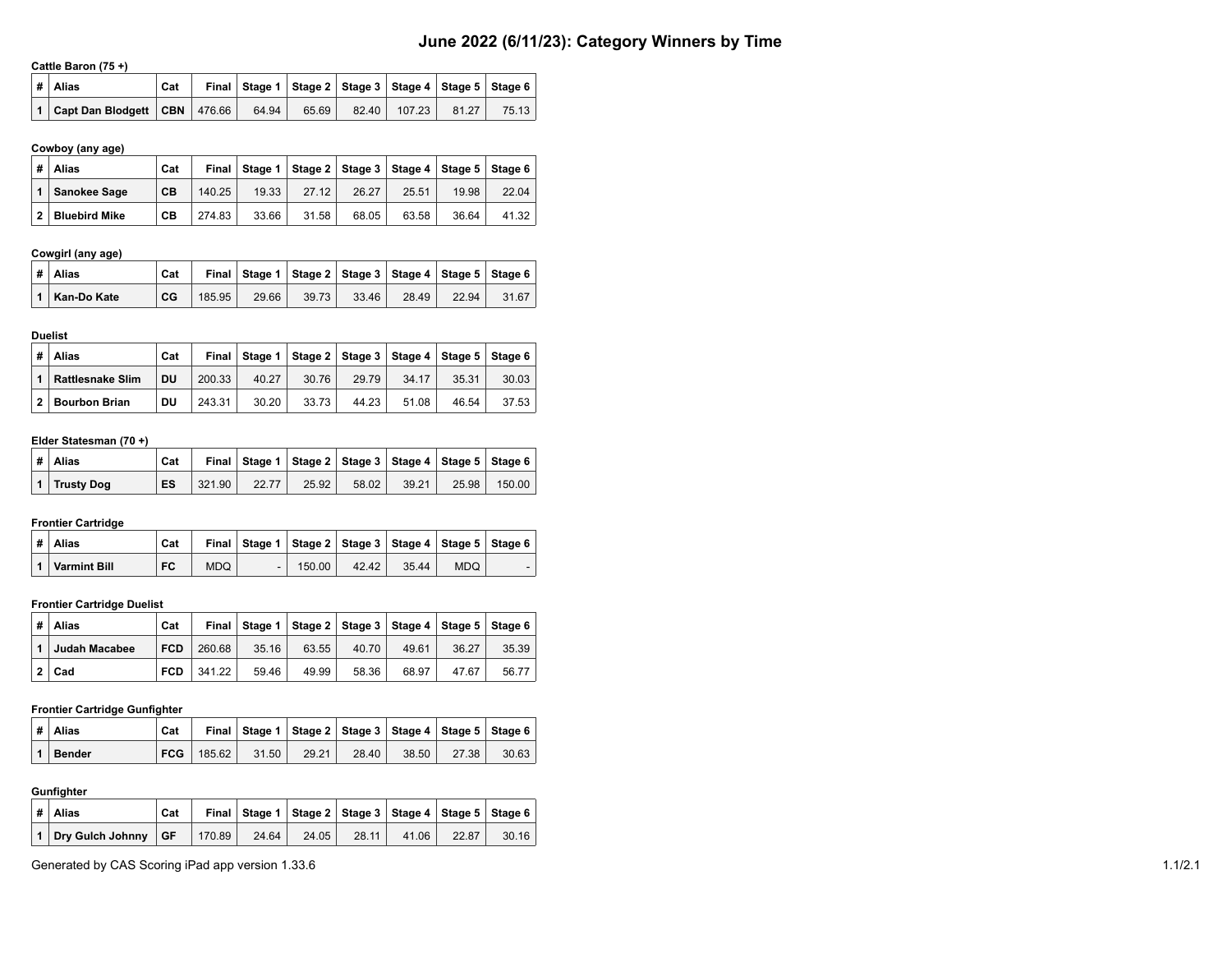# June 2022 (6/11/23): Category Winners by Time

**Cattle Baron (75 +)**

| # | Alias | Cat | Final | Stage 1 | Stage 2 | Stage 3 | Stage 4 | Stage 5 | Stage 6 |
|---|---|---|---|---|---|---|---|---|---|
| 1 | **Capt Dan Blodgett** | **CBN** | 476.66 | 64.94 | 65.69 | 82.40 | 107.23 | 81.27 | 75.13 |

**Cowboy (any age)**

| # | Alias | Cat | Final | Stage 1 | Stage 2 | Stage 3 | Stage 4 | Stage 5 | Stage 6 |
|---|---|---|---|---|---|---|---|---|---|
| 1 | **Sanokee Sage** | **CB** | 140.25 | 19.33 | 27.12 | 26.27 | 25.51 | 19.98 | 22.04 |
| 2 | **Bluebird Mike** | **CB** | 274.83 | 33.66 | 31.58 | 68.05 | 63.58 | 36.64 | 41.32 |

**Cowgirl (any age)**

| # | Alias | Cat | Final | Stage 1 | Stage 2 | Stage 3 | Stage 4 | Stage 5 | Stage 6 |
|---|---|---|---|---|---|---|---|---|---|
| 1 | **Kan-Do Kate** | **CG** | 185.95 | 29.66 | 39.73 | 33.46 | 28.49 | 22.94 | 31.67 |

**Duelist**

| # | Alias | Cat | Final | Stage 1 | Stage 2 | Stage 3 | Stage 4 | Stage 5 | Stage 6 |
|---|---|---|---|---|---|---|---|---|---|
| 1 | **Rattlesnake Slim** | **DU** | 200.33 | 40.27 | 30.76 | 29.79 | 34.17 | 35.31 | 30.03 |
| 2 | **Bourbon Brian** | **DU** | 243.31 | 30.20 | 33.73 | 44.23 | 51.08 | 46.54 | 37.53 |

**Elder Statesman (70 +)**

| # | Alias | Cat | Final | Stage 1 | Stage 2 | Stage 3 | Stage 4 | Stage 5 | Stage 6 |
|---|---|---|---|---|---|---|---|---|---|
| 1 | **Trusty Dog** | **ES** | 321.90 | 22.77 | 25.92 | 58.02 | 39.21 | 25.98 | 150.00 |

**Frontier Cartridge**

| # | Alias | Cat | Final | Stage 1 | Stage 2 | Stage 3 | Stage 4 | Stage 5 | Stage 6 |
|---|---|---|---|---|---|---|---|---|---|
| 1 | **Varmint Bill** | **FC** | MDQ | - | 150.00 | 42.42 | 35.44 | MDQ | - |

**Frontier Cartridge Duelist**

| # | Alias | Cat | Final | Stage 1 | Stage 2 | Stage 3 | Stage 4 | Stage 5 | Stage 6 |
|---|---|---|---|---|---|---|---|---|---|
| 1 | **Judah Macabee** | **FCD** | 260.68 | 35.16 | 63.55 | 40.70 | 49.61 | 36.27 | 35.39 |
| 2 | **Cad** | **FCD** | 341.22 | 59.46 | 49.99 | 58.36 | 68.97 | 47.67 | 56.77 |

**Frontier Cartridge Gunfighter**

| # | Alias | Cat | Final | Stage 1 | Stage 2 | Stage 3 | Stage 4 | Stage 5 | Stage 6 |
|---|---|---|---|---|---|---|---|---|---|
| 1 | **Bender** | **FCG** | 185.62 | 31.50 | 29.21 | 28.40 | 38.50 | 27.38 | 30.63 |

**Gunfighter**

| # | Alias | Cat | Final | Stage 1 | Stage 2 | Stage 3 | Stage 4 | Stage 5 | Stage 6 |
|---|---|---|---|---|---|---|---|---|---|
| 1 | **Dry Gulch Johnny** | **GF** | 170.89 | 24.64 | 24.05 | 28.11 | 41.06 | 22.87 | 30.16 |

Generated by CAS Scoring iPad app version 1.33.6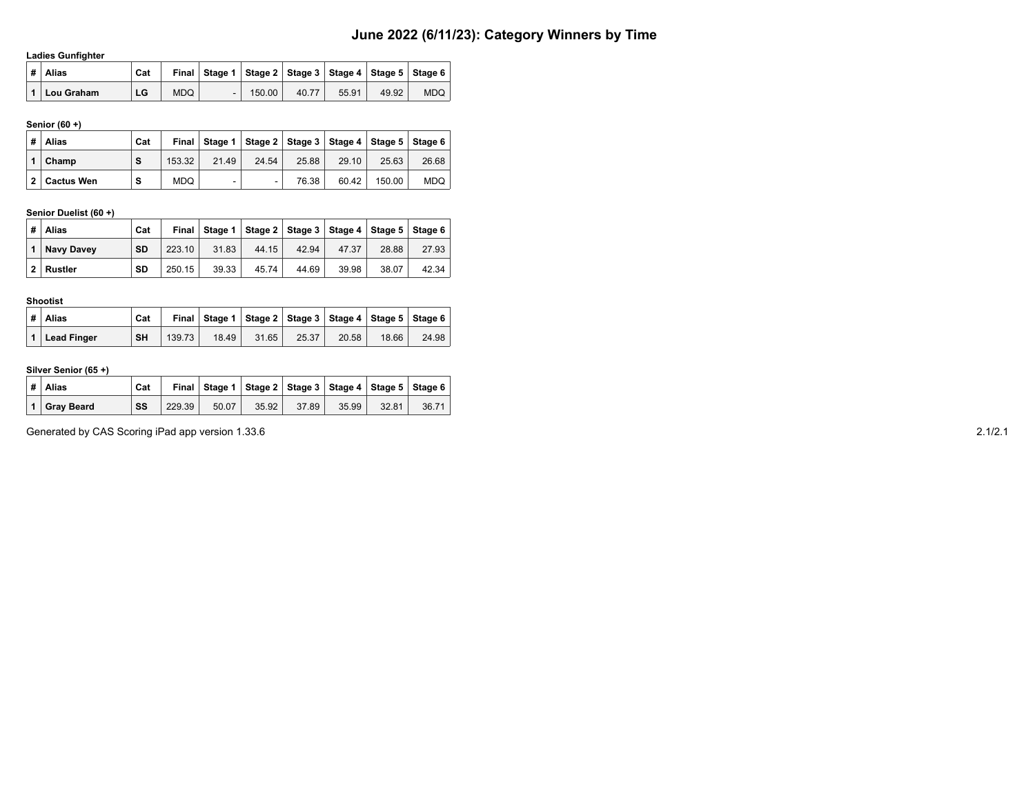# June 2022 (6/11/23): Category Winners by Time

**Ladies Gunfighter**

| # | Alias | Cat | Final | Stage 1 | Stage 2 | Stage 3 | Stage 4 | Stage 5 | Stage 6 |
|---|---|---|---|---|---|---|---|---|---|
| 1 | **Lou Graham** | **LG** | MDQ | - | 150.00 | 40.77 | 55.91 | 49.92 | MDQ |

**Senior (60 +)**

| # | Alias | Cat | Final | Stage 1 | Stage 2 | Stage 3 | Stage 4 | Stage 5 | Stage 6 |
|---|---|---|---|---|---|---|---|---|---|
| 1 | **Champ** | **S** | 153.32 | 21.49 | 24.54 | 25.88 | 29.10 | 25.63 | 26.68 |
| 2 | **Cactus Wen** | **S** | MDQ | - | - | 76.38 | 60.42 | 150.00 | MDQ |

**Senior Duelist (60 +)**

| # | Alias | Cat | Final | Stage 1 | Stage 2 | Stage 3 | Stage 4 | Stage 5 | Stage 6 |
|---|---|---|---|---|---|---|---|---|---|
| 1 | **Navy Davey** | **SD** | 223.10 | 31.83 | 44.15 | 42.94 | 47.37 | 28.88 | 27.93 |
| 2 | **Rustler** | **SD** | 250.15 | 39.33 | 45.74 | 44.69 | 39.98 | 38.07 | 42.34 |

**Shootist**

| # | Alias | Cat | Final | Stage 1 | Stage 2 | Stage 3 | Stage 4 | Stage 5 | Stage 6 |
|---|---|---|---|---|---|---|---|---|---|
| 1 | **Lead Finger** | **SH** | 139.73 | 18.49 | 31.65 | 25.37 | 20.58 | 18.66 | 24.98 |

**Silver Senior (65 +)**

| # | Alias | Cat | Final | Stage 1 | Stage 2 | Stage 3 | Stage 4 | Stage 5 | Stage 6 |
|---|---|---|---|---|---|---|---|---|---|
| 1 | **Gray Beard** | **SS** | 229.39 | 50.07 | 35.92 | 37.89 | 35.99 | 32.81 | 36.71 |

Generated by CAS Scoring iPad app version 1.33.6